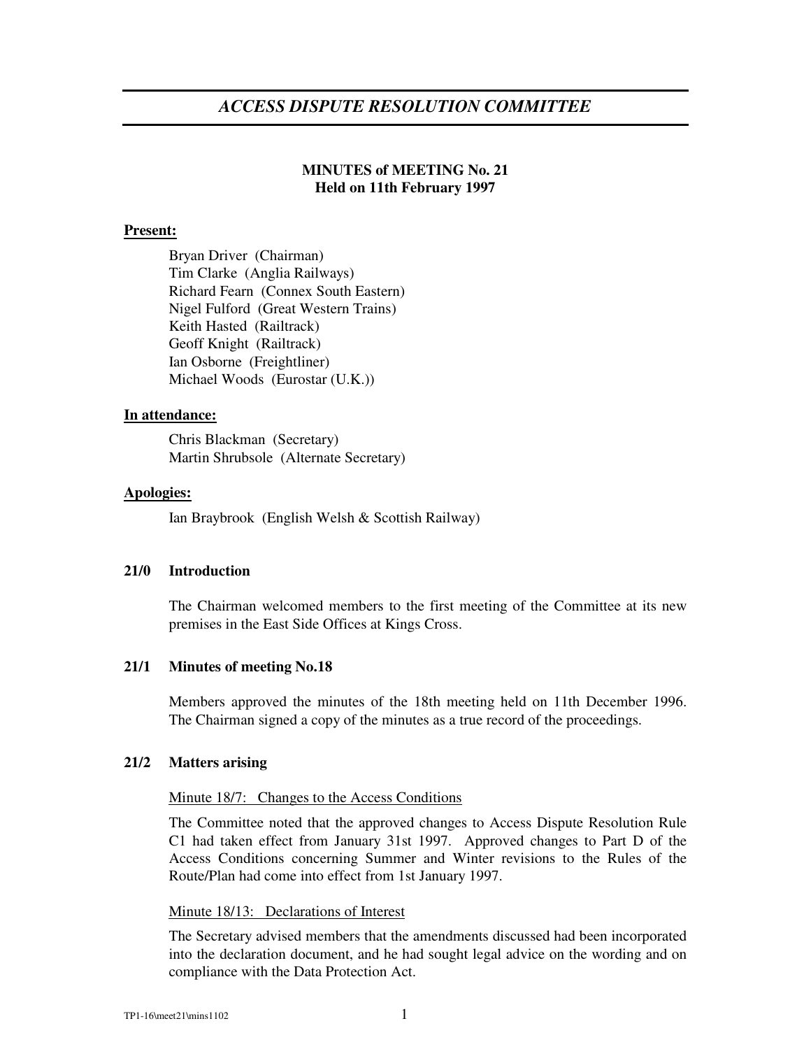# *ACCESS DISPUTE RESOLUTION COMMITTEE*

**MINUTES of MEETING No. 21**
**Held on 11th February 1997**

**Present:**

Bryan Driver (Chairman)
Tim Clarke (Anglia Railways)
Richard Fearn (Connex South Eastern)
Nigel Fulford (Great Western Trains)
Keith Hasted (Railtrack)
Geoff Knight (Railtrack)
Ian Osborne (Freightliner)
Michael Woods (Eurostar (U.K.))

**In attendance:**

Chris Blackman (Secretary)
Martin Shrubsole (Alternate Secretary)

**Apologies:**

Ian Braybrook (English Welsh & Scottish Railway)

### 21/0 Introduction

The Chairman welcomed members to the first meeting of the Committee at its new premises in the East Side Offices at Kings Cross.

### 21/1 Minutes of meeting No.18

Members approved the minutes of the 18th meeting held on 11th December 1996. The Chairman signed a copy of the minutes as a true record of the proceedings.

### 21/2 Matters arising

Minute 18/7: Changes to the Access Conditions

The Committee noted that the approved changes to Access Dispute Resolution Rule C1 had taken effect from January 31st 1997. Approved changes to Part D of the Access Conditions concerning Summer and Winter revisions to the Rules of the Route/Plan had come into effect from 1st January 1997.

Minute 18/13: Declarations of Interest

The Secretary advised members that the amendments discussed had been incorporated into the declaration document, and he had sought legal advice on the wording and on compliance with the Data Protection Act.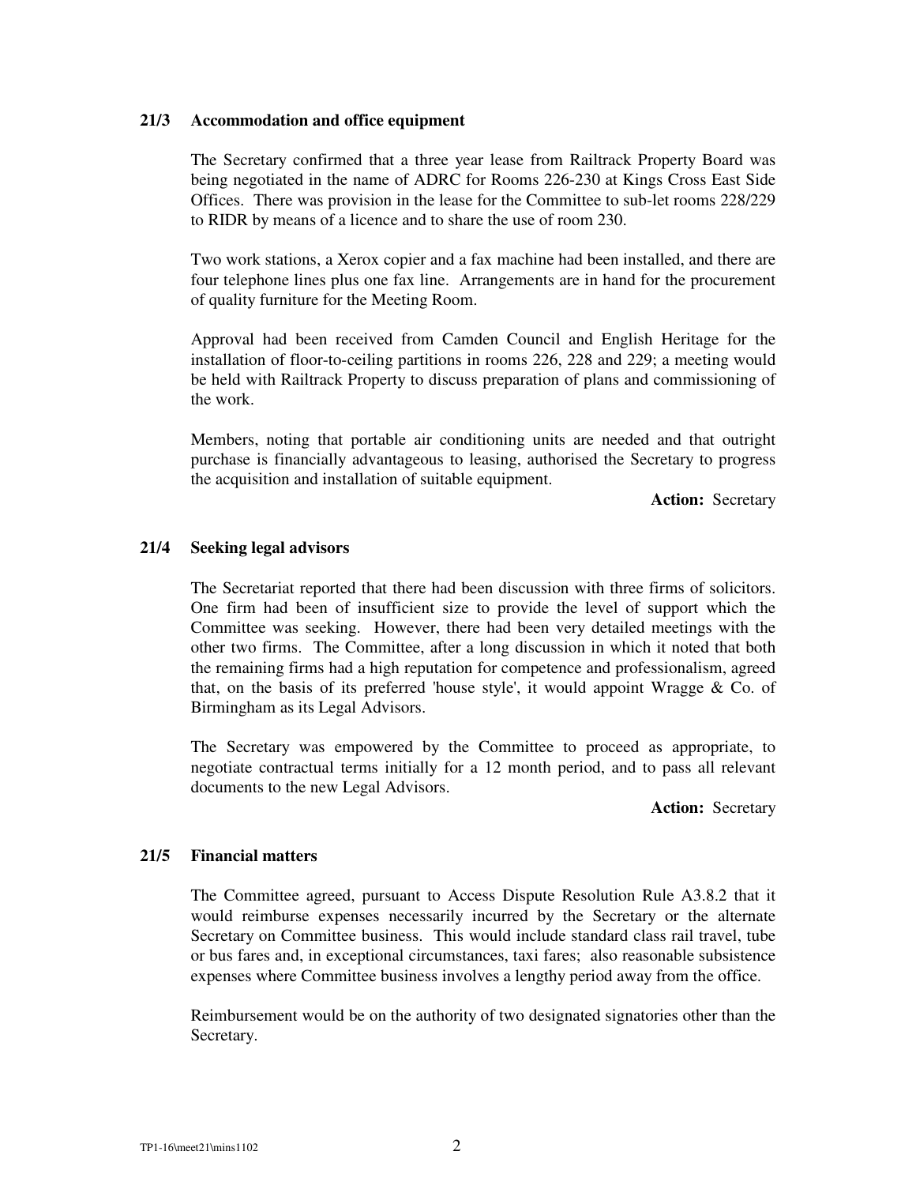### 21/3 Accommodation and office equipment

The Secretary confirmed that a three year lease from Railtrack Property Board was being negotiated in the name of ADRC for Rooms 226-230 at Kings Cross East Side Offices. There was provision in the lease for the Committee to sub-let rooms 228/229 to RIDR by means of a licence and to share the use of room 230.

Two work stations, a Xerox copier and a fax machine had been installed, and there are four telephone lines plus one fax line. Arrangements are in hand for the procurement of quality furniture for the Meeting Room.

Approval had been received from Camden Council and English Heritage for the installation of floor-to-ceiling partitions in rooms 226, 228 and 229; a meeting would be held with Railtrack Property to discuss preparation of plans and commissioning of the work.

Members, noting that portable air conditioning units are needed and that outright purchase is financially advantageous to leasing, authorised the Secretary to progress the acquisition and installation of suitable equipment.

**Action:** Secretary

### 21/4 Seeking legal advisors

The Secretariat reported that there had been discussion with three firms of solicitors. One firm had been of insufficient size to provide the level of support which the Committee was seeking. However, there had been very detailed meetings with the other two firms. The Committee, after a long discussion in which it noted that both the remaining firms had a high reputation for competence and professionalism, agreed that, on the basis of its preferred 'house style', it would appoint Wragge & Co. of Birmingham as its Legal Advisors.

The Secretary was empowered by the Committee to proceed as appropriate, to negotiate contractual terms initially for a 12 month period, and to pass all relevant documents to the new Legal Advisors.

**Action:** Secretary

### 21/5 Financial matters

The Committee agreed, pursuant to Access Dispute Resolution Rule A3.8.2 that it would reimburse expenses necessarily incurred by the Secretary or the alternate Secretary on Committee business. This would include standard class rail travel, tube or bus fares and, in exceptional circumstances, taxi fares; also reasonable subsistence expenses where Committee business involves a lengthy period away from the office.

Reimbursement would be on the authority of two designated signatories other than the Secretary.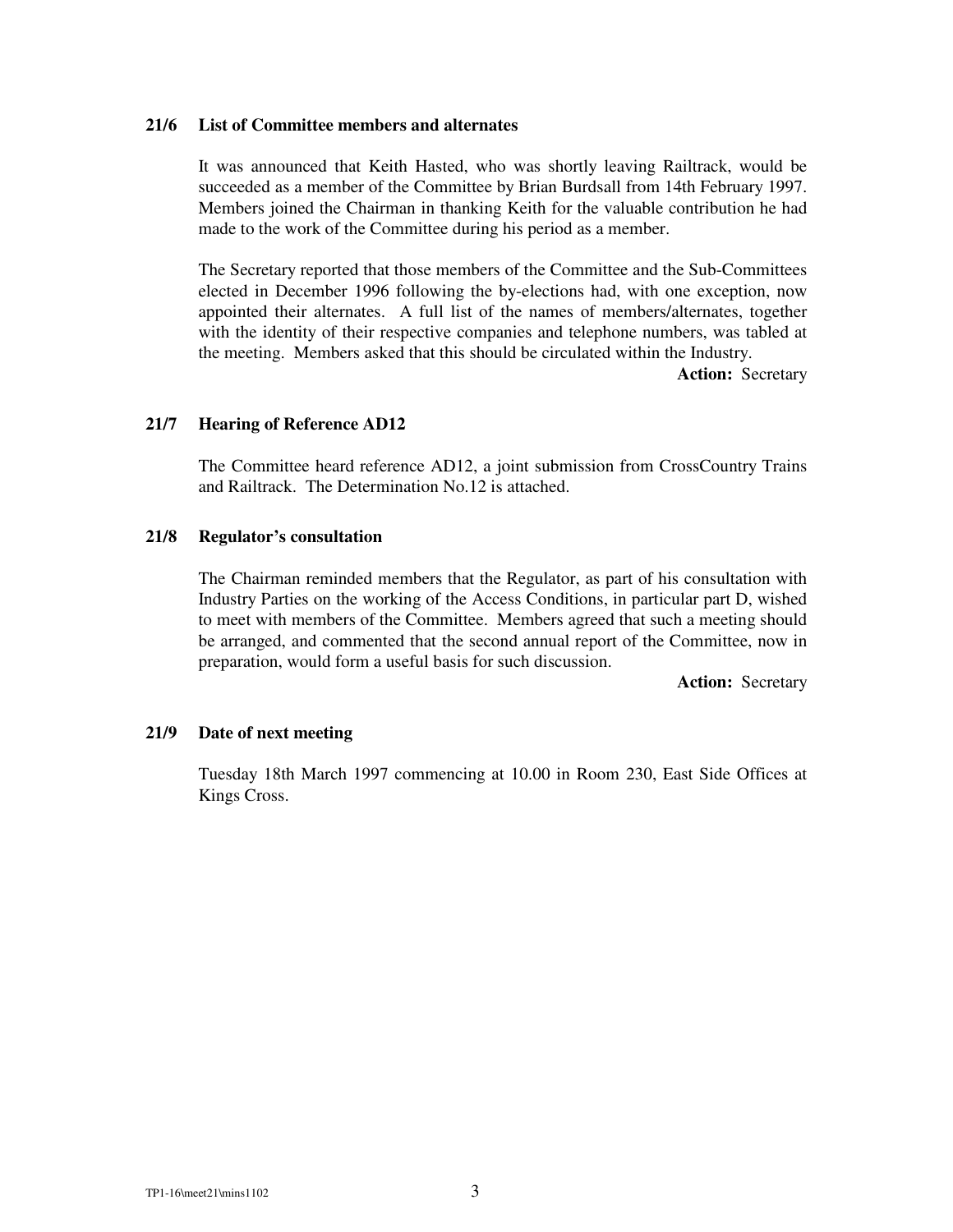### 21/6 List of Committee members and alternates

It was announced that Keith Hasted, who was shortly leaving Railtrack, would be succeeded as a member of the Committee by Brian Burdsall from 14th February 1997. Members joined the Chairman in thanking Keith for the valuable contribution he had made to the work of the Committee during his period as a member.

The Secretary reported that those members of the Committee and the Sub-Committees elected in December 1996 following the by-elections had, with one exception, now appointed their alternates. A full list of the names of members/alternates, together with the identity of their respective companies and telephone numbers, was tabled at the meeting. Members asked that this should be circulated within the Industry.

**Action:** Secretary

### 21/7 Hearing of Reference AD12

The Committee heard reference AD12, a joint submission from CrossCountry Trains and Railtrack. The Determination No.12 is attached.

### 21/8 Regulator's consultation

The Chairman reminded members that the Regulator, as part of his consultation with Industry Parties on the working of the Access Conditions, in particular part D, wished to meet with members of the Committee. Members agreed that such a meeting should be arranged, and commented that the second annual report of the Committee, now in preparation, would form a useful basis for such discussion.

**Action:** Secretary

### 21/9 Date of next meeting

Tuesday 18th March 1997 commencing at 10.00 in Room 230, East Side Offices at Kings Cross.